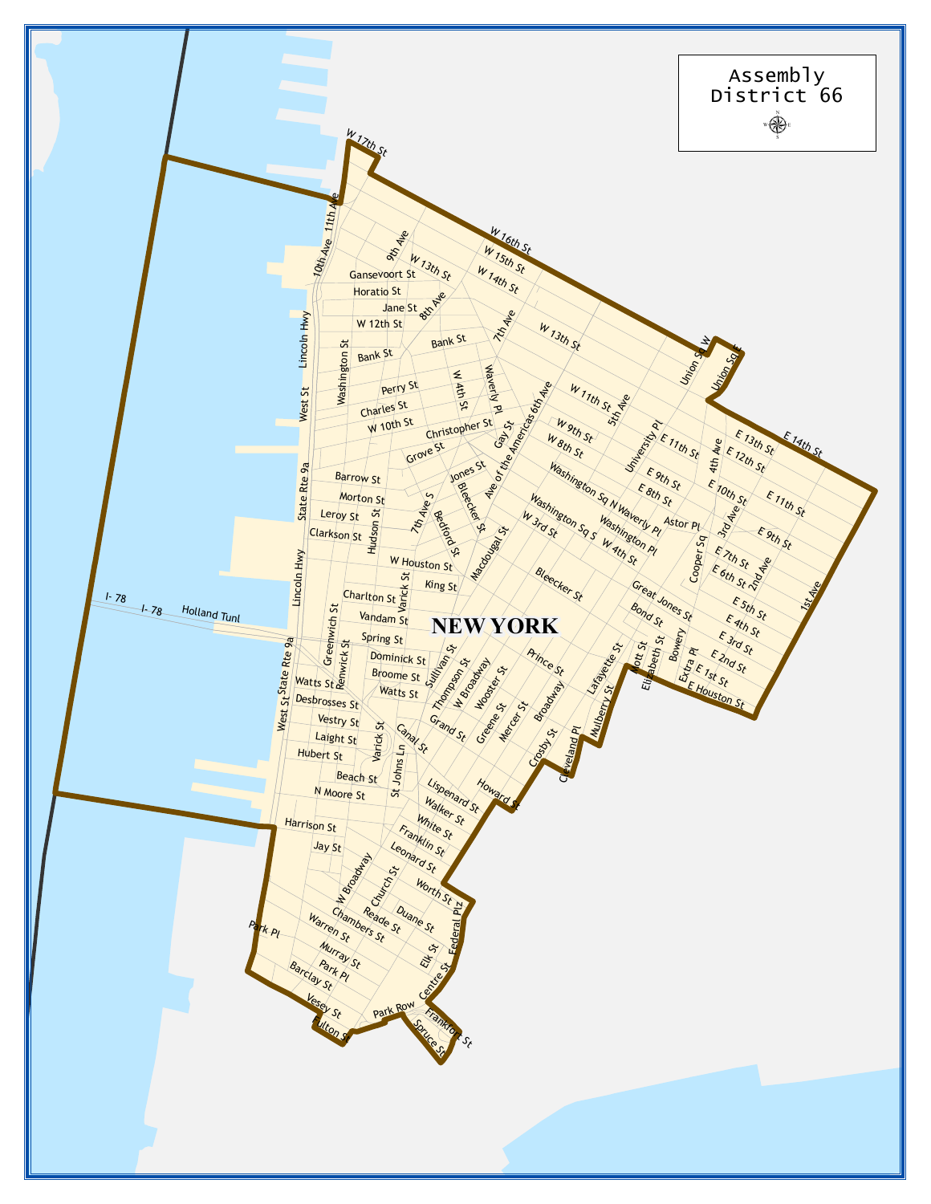# Assembly District 66

NEW YORK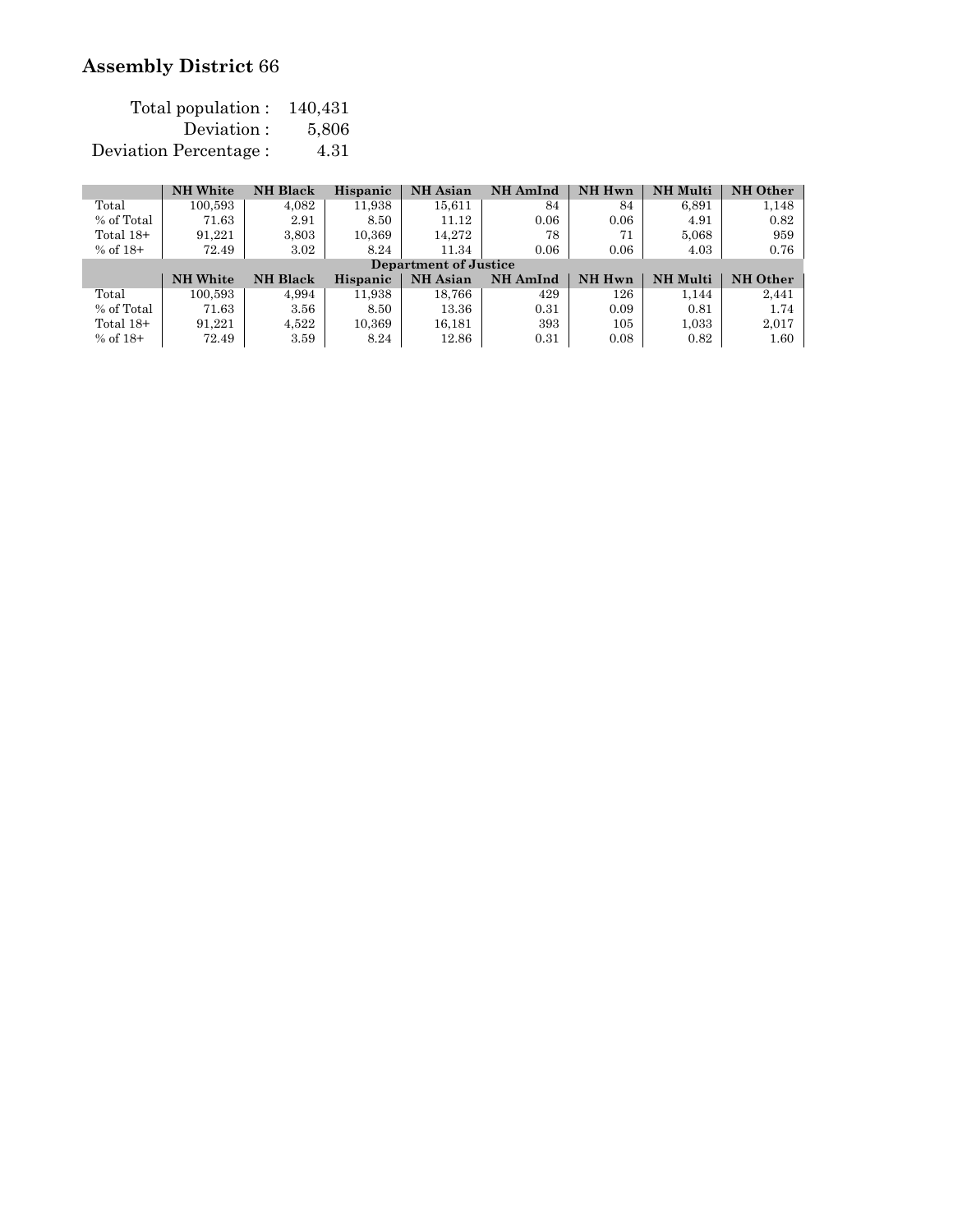**Assembly District** 66

Total population : 140,431
Deviation : 5,806
Deviation Percentage : 4.31

| | NH White | NH Black | Hispanic | NH Asian | NH AmInd | NH Hwn | NH Multi | NH Other |
|---|---|---|---|---|---|---|---|---|
| Total | 100,593 | 4,082 | 11,938 | 15,611 | 84 | 84 | 6,891 | 1,148 |
| % of Total | 71.63 | 2.91 | 8.50 | 11.12 | 0.06 | 0.06 | 4.91 | 0.82 |
| Total 18+ | 91,221 | 3,803 | 10,369 | 14,272 | 78 | 71 | 5,068 | 959 |
| % of 18+ | 72.49 | 3.02 | 8.24 | 11.34 | 0.06 | 0.06 | 4.03 | 0.76 |
| **Department of Justice** | | | | | | | | |
| | **NH White** | **NH Black** | **Hispanic** | **NH Asian** | **NH AmInd** | **NH Hwn** | **NH Multi** | **NH Other** |
| Total | 100,593 | 4,994 | 11,938 | 18,766 | 429 | 126 | 1,144 | 2,441 |
| % of Total | 71.63 | 3.56 | 8.50 | 13.36 | 0.31 | 0.09 | 0.81 | 1.74 |
| Total 18+ | 91,221 | 4,522 | 10,369 | 16,181 | 393 | 105 | 1,033 | 2,017 |
| % of 18+ | 72.49 | 3.59 | 8.24 | 12.86 | 0.31 | 0.08 | 0.82 | 1.60 |